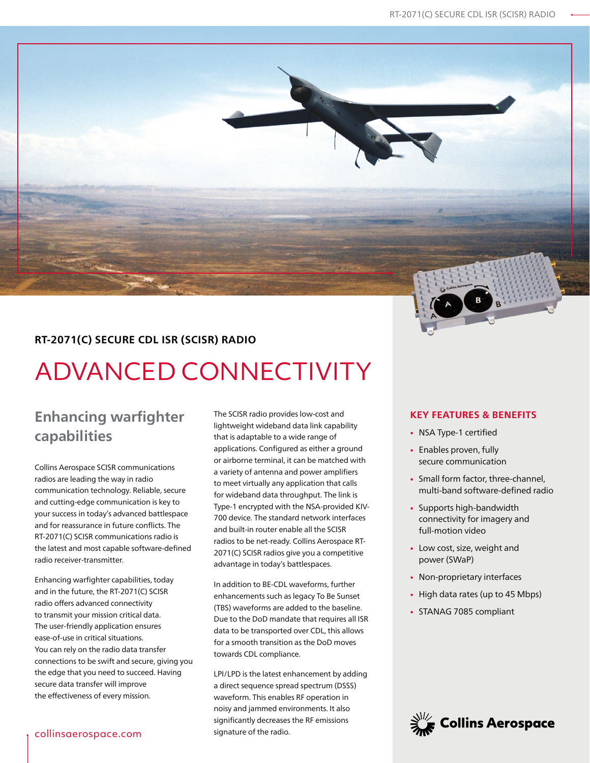#### RT-2071(C) SECURE CDL ISR (SCISR) RADIO

# ADVANCED CONNECTIVITY

## Enhancing warfighter capabilities

Collins Aerospace SCISR communications radios are leading the way in radio communication technology. Reliable, secure and cutting-edge communication is key to your success in today's advanced battlespace and for reassurance in future conflicts. The RT-2071(C) SCISR communications radio is the latest and most capable software-defined radio receiver-transmitter.

Enhancing warfighter capabilities, today and in the future, the RT-2071(C) SCISR radio offers advanced connectivity to transmit your mission critical data. The user-friendly application ensures ease-of-use in critical situations. You can rely on the radio data transfer connections to be swift and secure, giving you the edge that you need to succeed. Having secure data transfer will improve the effectiveness of every mission.

The SCISR radio provides low-cost and lightweight wideband data link capability that is adaptable to a wide range of applications. Configured as either a ground or airborne terminal, it can be matched with a variety of antenna and power amplifiers to meet virtually any application that calls for wideband data throughput. The link is Type-1 encrypted with the NSA-provided KIV-700 device. The standard network interfaces and built-in router enable all the SCISR radios to be net-ready. Collins Aerospace RT-2071(C) SCISR radios give you a competitive advantage in today's battlespaces.

In addition to BE-CDL waveforms, further enhancements such as legacy To Be Sunset (TBS) waveforms are added to the baseline. Due to the DoD mandate that requires all ISR data to be transported over CDL, this allows for a smooth transition as the DoD moves towards CDL compliance.

LPI/LPD is the latest enhancement by adding a direct sequence spread spectrum (DSSS) waveform. This enables RF operation in noisy and jammed environments. It also significantly decreases the RF emissions signature of the radio.

### KEY FEATURES & BENEFITS

- NSA Type-1 certified
- Enables proven, fully secure communication
- Small form factor, three-channel, multi-band software-defined radio
- Supports high-bandwidth connectivity for imagery and full-motion video
- Low cost, size, weight and power (SWaP)
- Non-proprietary interfaces
- High data rates (up to 45 Mbps)
- STANAG 7085 compliant

collinsaerospace.com

Collins Aerospace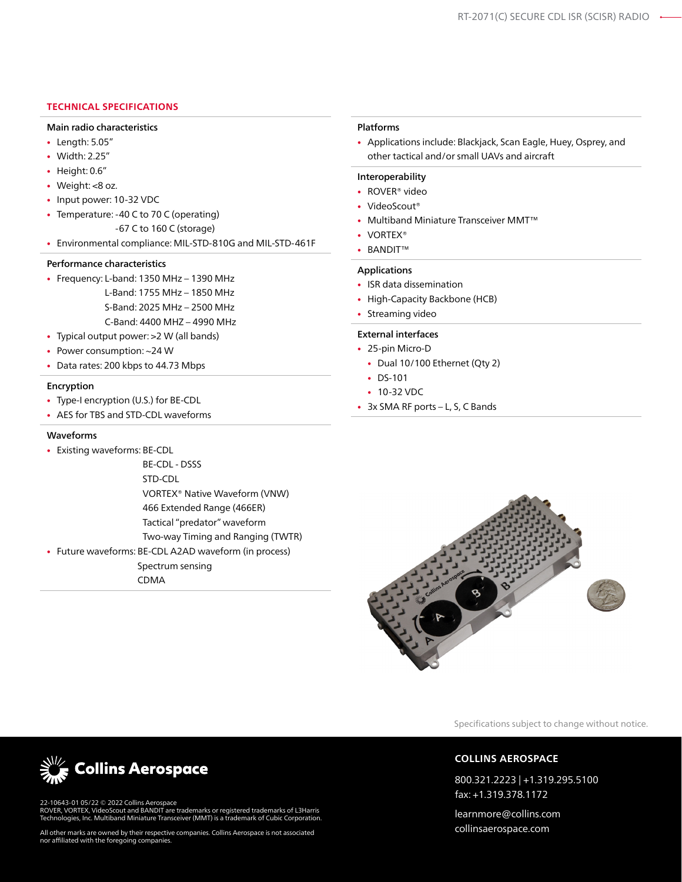## TECHNICAL SPECIFICATIONS

### Main radio characteristics

- Length: 5.05”
- Width: 2.25”
- Height: 0.6”
- Weight: <8 oz.
- Input power: 10-32 VDC
- Temperature: -40 C to 70 C (operating)
  -67 C to 160 C (storage)
- Environmental compliance: MIL-STD-810G and MIL-STD-461F

### Performance characteristics

- Frequency: L-band: 1350 MHz – 1390 MHz
  L-Band: 1755 MHz – 1850 MHz
  S-Band: 2025 MHz – 2500 MHz
  C-Band: 4400 MHZ – 4990 MHz
- Typical output power: >2 W (all bands)
- Power consumption: ~24 W
- Data rates: 200 kbps to 44.73 Mbps

### Encryption

- Type-I encryption (U.S.) for BE-CDL
- AES for TBS and STD-CDL waveforms

### Waveforms

- Existing waveforms: BE-CDL
  BE-CDL - DSSS
  STD-CDL
  VORTEX® Native Waveform (VNW)
  466 Extended Range (466ER)
  Tactical “predator” waveform
  Two-way Timing and Ranging (TWTR)
- Future waveforms: BE-CDL A2AD waveform (in process)
  Spectrum sensing
  CDMA

### Platforms

- Applications include: Blackjack, Scan Eagle, Huey, Osprey, and other tactical and/or small UAVs and aircraft

### Interoperability

- ROVER® video
- VideoScout®
- Multiband Miniature Transceiver MMT™
- VORTEX®
- BANDIT™

### Applications

- ISR data dissemination
- High-Capacity Backbone (HCB)
- Streaming video

### External interfaces

- 25-pin Micro-D
  - Dual 10/100 Ethernet (Qty 2)
  - DS-101
  - 10-32 VDC
- 3x SMA RF ports – L, S, C Bands

Specifications subject to change without notice.

**Collins Aerospace**

22-10643-01 05/22 © 2022 Collins Aerospace
ROVER, VORTEX, VideoScout and BANDIT are trademarks or registered trademarks of L3Harris Technologies, Inc. Multiband Miniature Transceiver (MMT) is a trademark of Cubic Corporation.

All other marks are owned by their respective companies. Collins Aerospace is not associated nor affiliated with the foregoing companies.

**COLLINS AEROSPACE**

800.321.2223 | +1.319.295.5100
fax: +1.319.378.1172

learnmore@collins.com
collinsaerospace.com